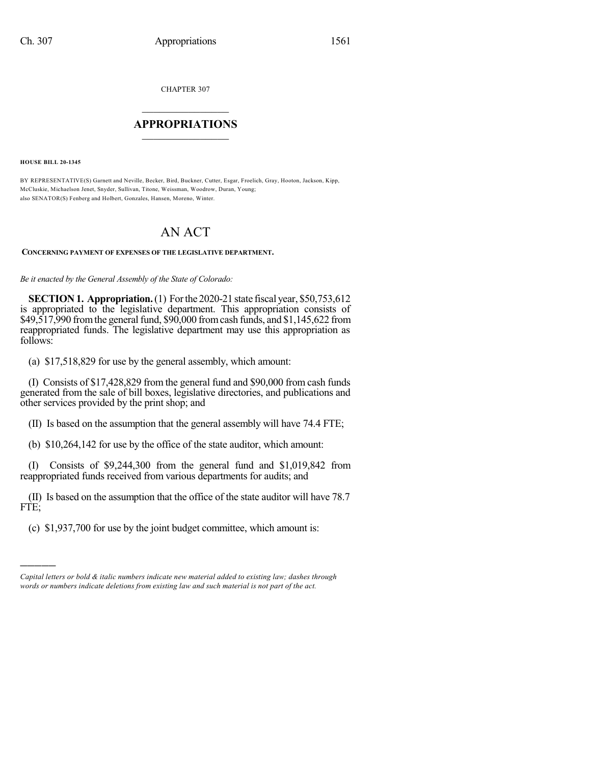CHAPTER 307

# APPROPRIATIONS

**HOUSE BILL 20-1345**

BY REPRESENTATIVE(S) Garnett and Neville, Becker, Bird, Buckner, Cutter, Esgar, Froelich, Gray, Hooton, Jackson, Kipp, McCluskie, Michaelson Jenet, Snyder, Sullivan, Titone, Weissman, Woodrow, Duran, Young;
also SENATOR(S) Fenberg and Holbert, Gonzales, Hansen, Moreno, Winter.

# AN ACT

**CONCERNING PAYMENT OF EXPENSES OF THE LEGISLATIVE DEPARTMENT.**

*Be it enacted by the General Assembly of the State of Colorado:*

**SECTION 1. Appropriation.** (1) For the 2020-21 state fiscal year, $50,753,612 is appropriated to the legislative department. This appropriation consists of $49,517,990 from the general fund, $90,000 from cash funds, and $1,145,622 from reappropriated funds. The legislative department may use this appropriation as follows:

(a) $17,518,829 for use by the general assembly, which amount:

(I) Consists of $17,428,829 from the general fund and $90,000 from cash funds generated from the sale of bill boxes, legislative directories, and publications and other services provided by the print shop; and

(II) Is based on the assumption that the general assembly will have 74.4 FTE;

(b) $10,264,142 for use by the office of the state auditor, which amount:

(I) Consists of $9,244,300 from the general fund and $1,019,842 from reappropriated funds received from various departments for audits; and

(II) Is based on the assumption that the office of the state auditor will have 78.7 FTE;

(c) $1,937,700 for use by the joint budget committee, which amount is:

---

*Capital letters or bold & italic numbers indicate new material added to existing law; dashes through words or numbers indicate deletions from existing law and such material is not part of the act.*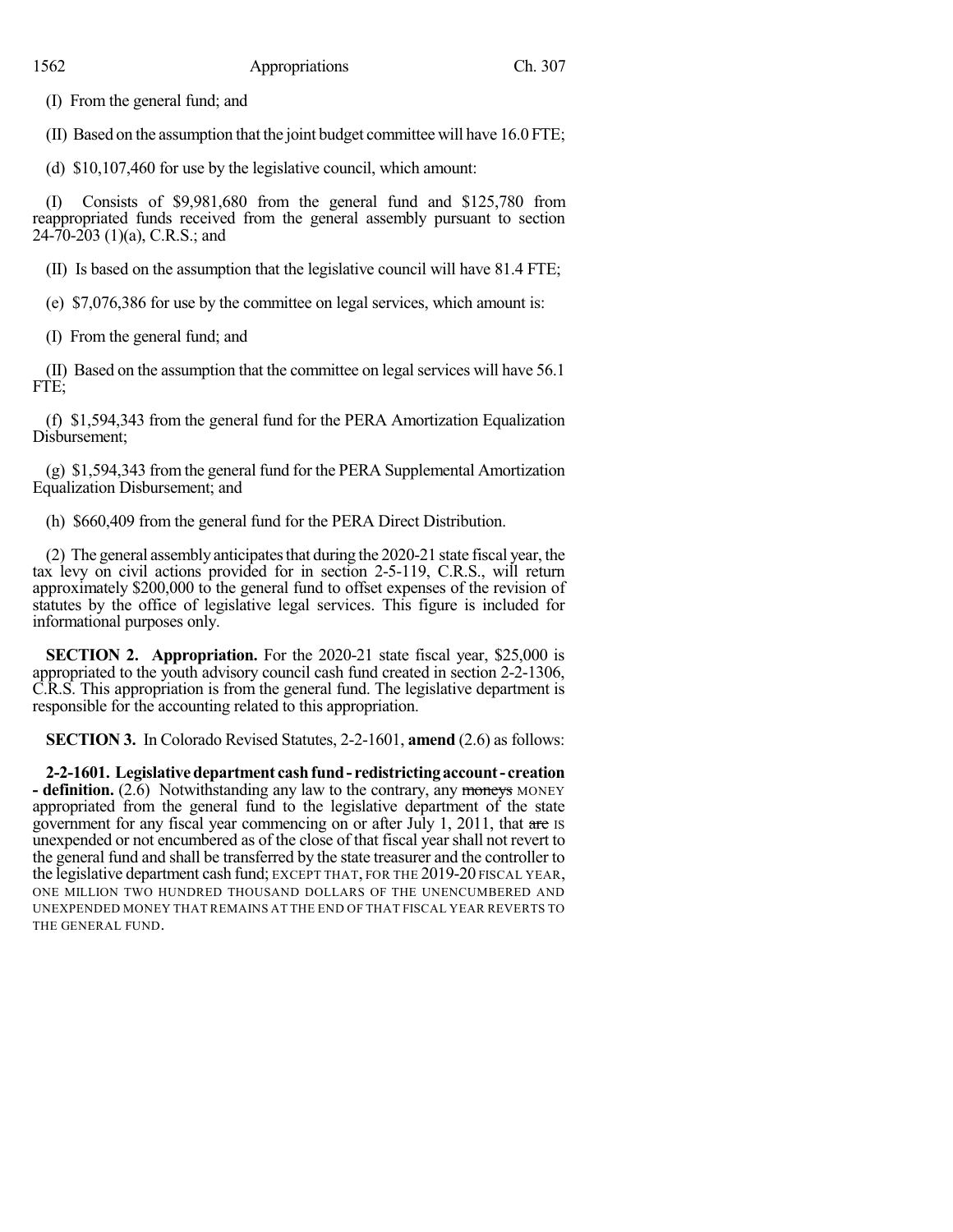(I) From the general fund; and

(II) Based on the assumption that the joint budget committee will have 16.0 FTE;

(d) $10,107,460 for use by the legislative council, which amount:

(I) Consists of $9,981,680 from the general fund and $125,780 from reappropriated funds received from the general assembly pursuant to section 24-70-203 (1)(a), C.R.S.; and

(II) Is based on the assumption that the legislative council will have 81.4 FTE;

(e) $7,076,386 for use by the committee on legal services, which amount is:

(I) From the general fund; and

(II) Based on the assumption that the committee on legal services will have 56.1 FTE;

(f) $1,594,343 from the general fund for the PERA Amortization Equalization Disbursement;

(g) $1,594,343 from the general fund for the PERA Supplemental Amortization Equalization Disbursement; and

(h) $660,409 from the general fund for the PERA Direct Distribution.

(2) The general assembly anticipates that during the 2020-21 state fiscal year, the tax levy on civil actions provided for in section 2-5-119, C.R.S., will return approximately $200,000 to the general fund to offset expenses of the revision of statutes by the office of legislative legal services. This figure is included for informational purposes only.

**SECTION 2. Appropriation.** For the 2020-21 state fiscal year, $25,000 is appropriated to the youth advisory council cash fund created in section 2-2-1306, C.R.S. This appropriation is from the general fund. The legislative department is responsible for the accounting related to this appropriation.

**SECTION 3.** In Colorado Revised Statutes, 2-2-1601, **amend** (2.6) as follows:

**2-2-1601. Legislative department cash fund - redistricting account - creation - definition.** (2.6) Notwithstanding any law to the contrary, any ~~moneys~~ MONEY appropriated from the general fund to the legislative department of the state government for any fiscal year commencing on or after July 1, 2011, that ~~are~~ IS unexpended or not encumbered as of the close of that fiscal year shall not revert to the general fund and shall be transferred by the state treasurer and the controller to the legislative department cash fund; EXCEPT THAT, FOR THE 2019-20 FISCAL YEAR, ONE MILLION TWO HUNDRED THOUSAND DOLLARS OF THE UNENCUMBERED AND UNEXPENDED MONEY THAT REMAINS AT THE END OF THAT FISCAL YEAR REVERTS TO THE GENERAL FUND.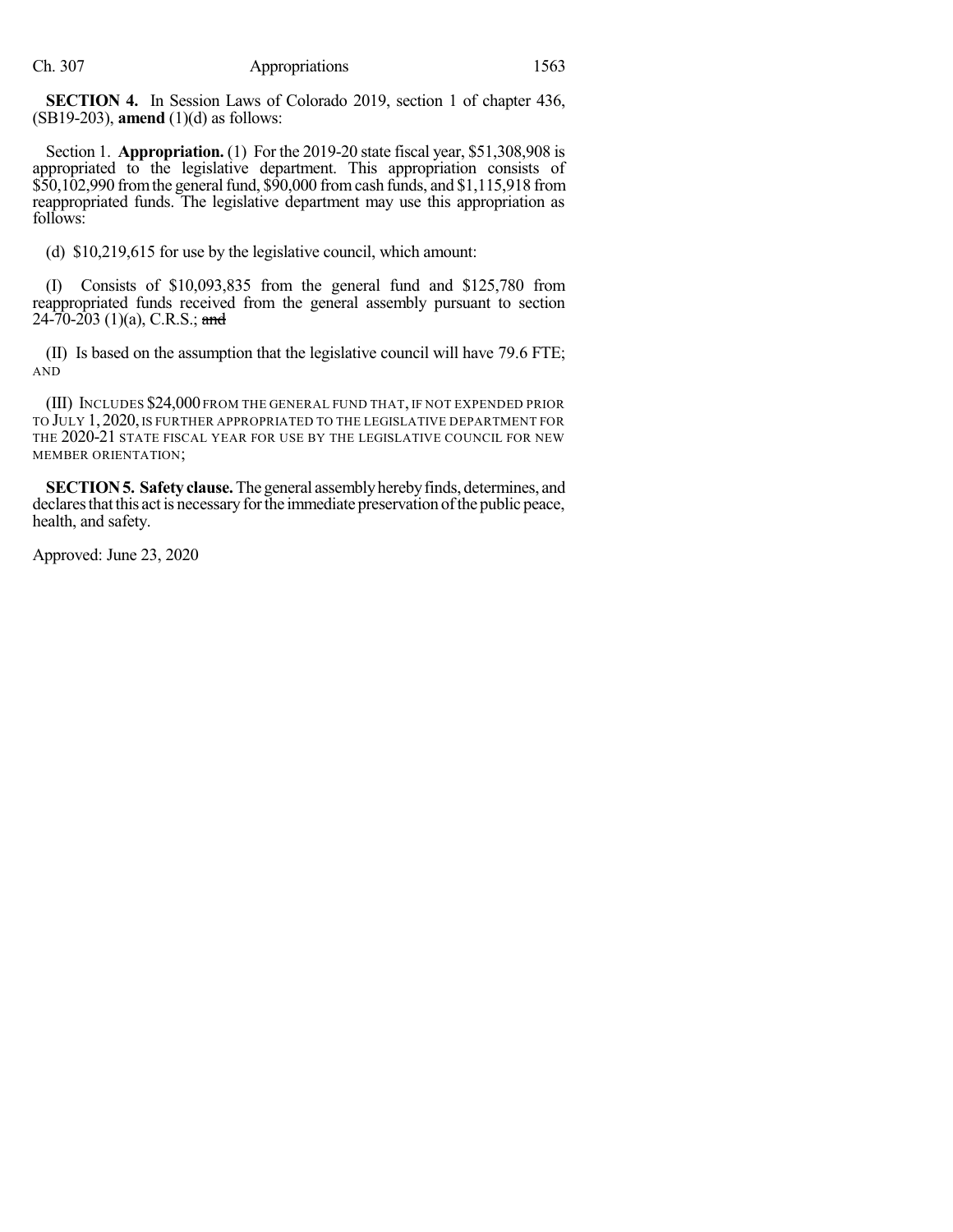**SECTION 4.** In Session Laws of Colorado 2019, section 1 of chapter 436, (SB19-203), **amend** (1)(d) as follows:

Section 1. **Appropriation.** (1) For the 2019-20 state fiscal year, $51,308,908 is appropriated to the legislative department. This appropriation consists of $50,102,990 from the general fund, $90,000 from cash funds, and $1,115,918 from reappropriated funds. The legislative department may use this appropriation as follows:

(d) $10,219,615 for use by the legislative council, which amount:

(I) Consists of $10,093,835 from the general fund and $125,780 from reappropriated funds received from the general assembly pursuant to section 24-70-203 (1)(a), C.R.S.; ~~and~~

(II) Is based on the assumption that the legislative council will have 79.6 FTE; AND

(III) INCLUDES $24,000 FROM THE GENERAL FUND THAT, IF NOT EXPENDED PRIOR TO JULY 1, 2020, IS FURTHER APPROPRIATED TO THE LEGISLATIVE DEPARTMENT FOR THE 2020-21 STATE FISCAL YEAR FOR USE BY THE LEGISLATIVE COUNCIL FOR NEW MEMBER ORIENTATION;

**SECTION 5. Safety clause.** The general assembly hereby finds, determines, and declares that this act is necessary for the immediate preservation of the public peace, health, and safety.

Approved: June 23, 2020